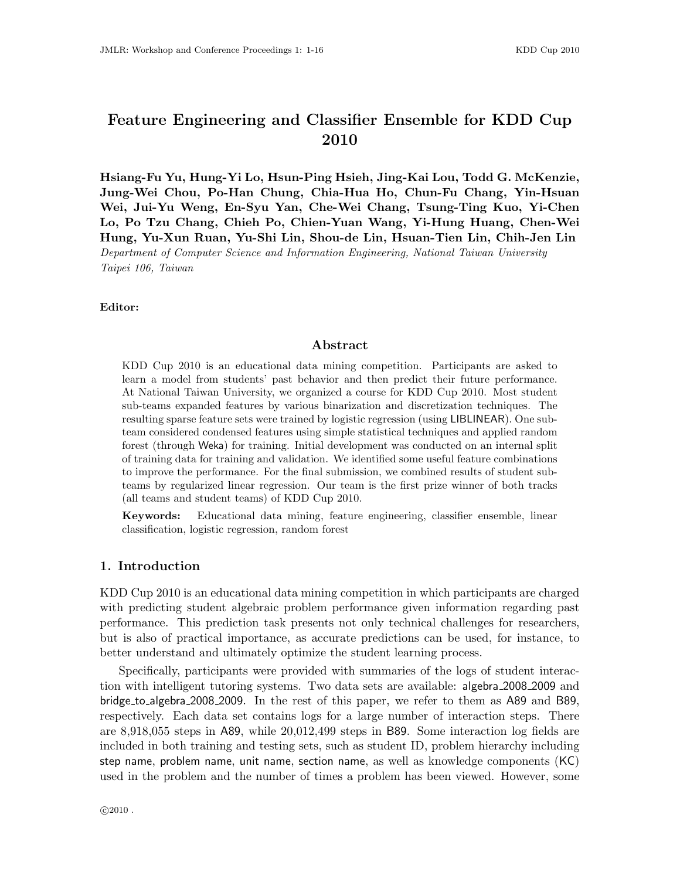# Feature Engineering and Classifier Ensemble for KDD Cup 2010

**Hsiang-Fu Yu, Hung-Yi Lo, Hsun-Ping Hsieh, Jing-Kai Lou, Todd G. McKenzie, Jung-Wei Chou, Po-Han Chung, Chia-Hua Ho, Chun-Fu Chang, Yin-Hsuan Wei, Jui-Yu Weng, En-Syu Yan, Che-Wei Chang, Tsung-Ting Kuo, Yi-Chen Lo, Po Tzu Chang, Chieh Po, Chien-Yuan Wang, Yi-Hung Huang, Chen-Wei Hung, Yu-Xun Ruan, Yu-Shi Lin, Shou-de Lin, Hsuan-Tien Lin, Chih-Jen Lin**

*Department of Computer Science and Information Engineering, National Taiwan University*
*Taipei 106, Taiwan*

**Editor:**

## Abstract

KDD Cup 2010 is an educational data mining competition. Participants are asked to learn a model from students' past behavior and then predict their future performance. At National Taiwan University, we organized a course for KDD Cup 2010. Most student sub-teams expanded features by various binarization and discretization techniques. The resulting sparse feature sets were trained by logistic regression (using LIBLINEAR). One sub-team considered condensed features using simple statistical techniques and applied random forest (through Weka) for training. Initial development was conducted on an internal split of training data for training and validation. We identified some useful feature combinations to improve the performance. For the final submission, we combined results of student sub-teams by regularized linear regression. Our team is the first prize winner of both tracks (all teams and student teams) of KDD Cup 2010.

**Keywords:** Educational data mining, feature engineering, classifier ensemble, linear classification, logistic regression, random forest

## 1. Introduction

KDD Cup 2010 is an educational data mining competition in which participants are charged with predicting student algebraic problem performance given information regarding past performance. This prediction task presents not only technical challenges for researchers, but is also of practical importance, as accurate predictions can be used, for instance, to better understand and ultimately optimize the student learning process.

Specifically, participants were provided with summaries of the logs of student interaction with intelligent tutoring systems. Two data sets are available: algebra_2008_2009 and bridge_to_algebra_2008_2009. In the rest of this paper, we refer to them as A89 and B89, respectively. Each data set contains logs for a large number of interaction steps. There are 8,918,055 steps in A89, while 20,012,499 steps in B89. Some interaction log fields are included in both training and testing sets, such as student ID, problem hierarchy including step name, problem name, unit name, section name, as well as knowledge components (KC) used in the problem and the number of times a problem has been viewed. However, some

©2010 .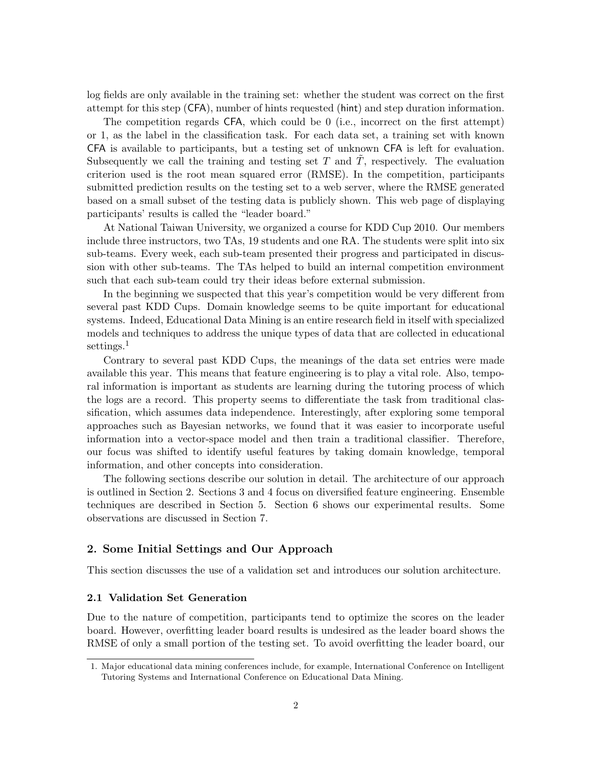log fields are only available in the training set: whether the student was correct on the first attempt for this step (CFA), number of hints requested (hint) and step duration information.

The competition regards CFA, which could be 0 (i.e., incorrect on the first attempt) or 1, as the label in the classification task. For each data set, a training set with known CFA is available to participants, but a testing set of unknown CFA is left for evaluation. Subsequently we call the training and testing set $T$ and $\tilde{T}$, respectively. The evaluation criterion used is the root mean squared error (RMSE). In the competition, participants submitted prediction results on the testing set to a web server, where the RMSE generated based on a small subset of the testing data is publicly shown. This web page of displaying participants' results is called the "leader board."

At National Taiwan University, we organized a course for KDD Cup 2010. Our members include three instructors, two TAs, 19 students and one RA. The students were split into six sub-teams. Every week, each sub-team presented their progress and participated in discussion with other sub-teams. The TAs helped to build an internal competition environment such that each sub-team could try their ideas before external submission.

In the beginning we suspected that this year's competition would be very different from several past KDD Cups. Domain knowledge seems to be quite important for educational systems. Indeed, Educational Data Mining is an entire research field in itself with specialized models and techniques to address the unique types of data that are collected in educational settings.[1]

Contrary to several past KDD Cups, the meanings of the data set entries were made available this year. This means that feature engineering is to play a vital role. Also, temporal information is important as students are learning during the tutoring process of which the logs are a record. This property seems to differentiate the task from traditional classification, which assumes data independence. Interestingly, after exploring some temporal approaches such as Bayesian networks, we found that it was easier to incorporate useful information into a vector-space model and then train a traditional classifier. Therefore, our focus was shifted to identify useful features by taking domain knowledge, temporal information, and other concepts into consideration.

The following sections describe our solution in detail. The architecture of our approach is outlined in Section 2. Sections 3 and 4 focus on diversified feature engineering. Ensemble techniques are described in Section 5. Section 6 shows our experimental results. Some observations are discussed in Section 7.

## 2. Some Initial Settings and Our Approach

This section discusses the use of a validation set and introduces our solution architecture.

### 2.1 Validation Set Generation

Due to the nature of competition, participants tend to optimize the scores on the leader board. However, overfitting leader board results is undesired as the leader board shows the RMSE of only a small portion of the testing set. To avoid overfitting the leader board, our

1. Major educational data mining conferences include, for example, International Conference on Intelligent Tutoring Systems and International Conference on Educational Data Mining.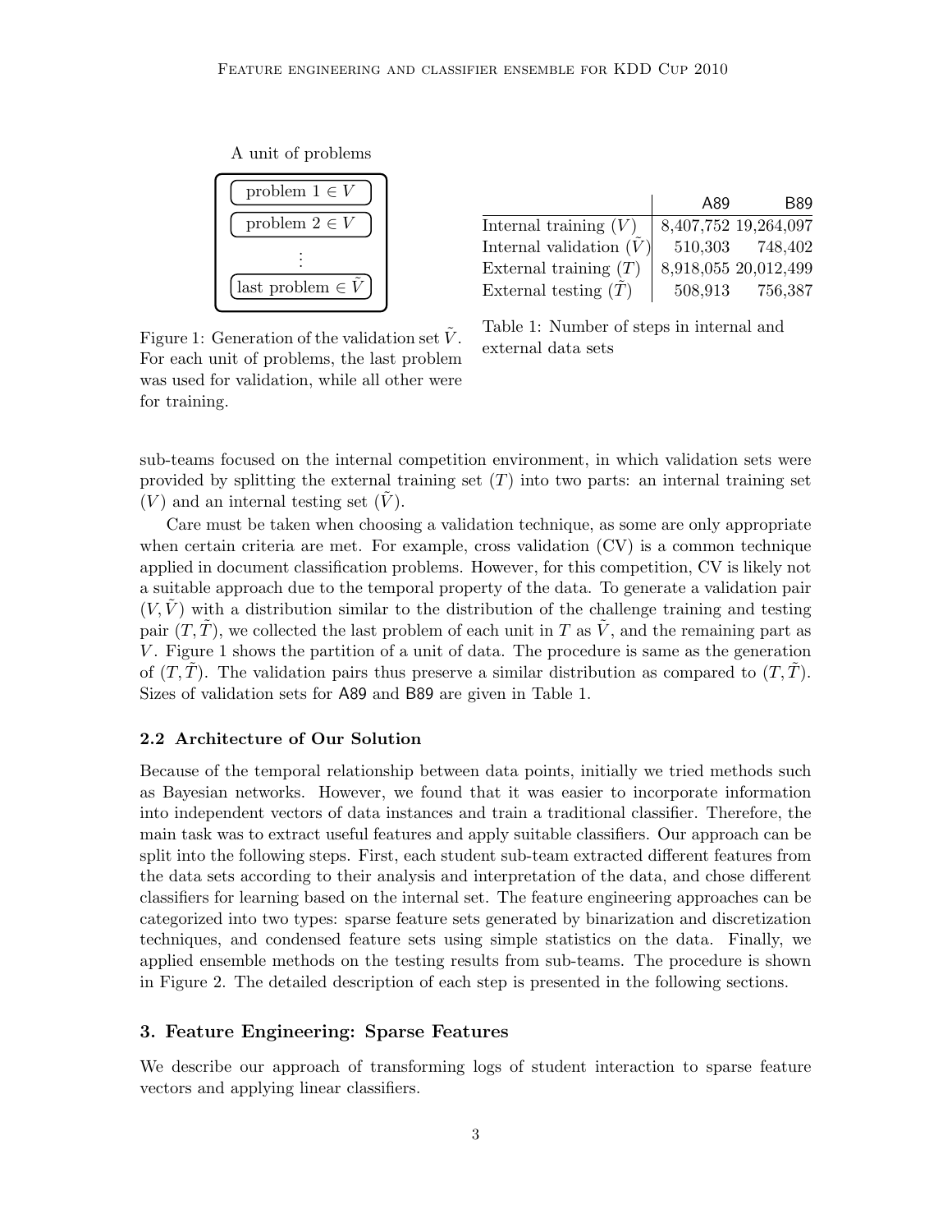A unit of problems

problem 1 $\in V$

problem 2 $\in V$

$\vdots$

last problem $\in \tilde{V}$

Figure 1: Generation of the validation set $\tilde{V}$. For each unit of problems, the last problem was used for validation, while all other were for training.

| | A89 | B89 |
|---|---|---|
| Internal training ($V$) | 8,407,752 | 19,264,097 |
| Internal validation ($\tilde{V}$) | 510,303 | 748,402 |
| External training ($T$) | 8,918,055 | 20,012,499 |
| External testing ($\tilde{T}$) | 508,913 | 756,387 |

Table 1: Number of steps in internal and external data sets

sub-teams focused on the internal competition environment, in which validation sets were provided by splitting the external training set ($T$) into two parts: an internal training set ($V$) and an internal testing set ($\tilde{V}$).

Care must be taken when choosing a validation technique, as some are only appropriate when certain criteria are met. For example, cross validation (CV) is a common technique applied in document classification problems. However, for this competition, CV is likely not a suitable approach due to the temporal property of the data. To generate a validation pair $(V, \tilde{V})$ with a distribution similar to the distribution of the challenge training and testing pair $(T, \tilde{T})$, we collected the last problem of each unit in $T$ as $\tilde{V}$, and the remaining part as $V$. Figure 1 shows the partition of a unit of data. The procedure is same as the generation of $(T, \tilde{T})$. The validation pairs thus preserve a similar distribution as compared to $(T, \tilde{T})$. Sizes of validation sets for A89 and B89 are given in Table 1.

### 2.2 Architecture of Our Solution

Because of the temporal relationship between data points, initially we tried methods such as Bayesian networks. However, we found that it was easier to incorporate information into independent vectors of data instances and train a traditional classifier. Therefore, the main task was to extract useful features and apply suitable classifiers. Our approach can be split into the following steps. First, each student sub-team extracted different features from the data sets according to their analysis and interpretation of the data, and chose different classifiers for learning based on the internal set. The feature engineering approaches can be categorized into two types: sparse feature sets generated by binarization and discretization techniques, and condensed feature sets using simple statistics on the data. Finally, we applied ensemble methods on the testing results from sub-teams. The procedure is shown in Figure 2. The detailed description of each step is presented in the following sections.

## 3. Feature Engineering: Sparse Features

We describe our approach of transforming logs of student interaction to sparse feature vectors and applying linear classifiers.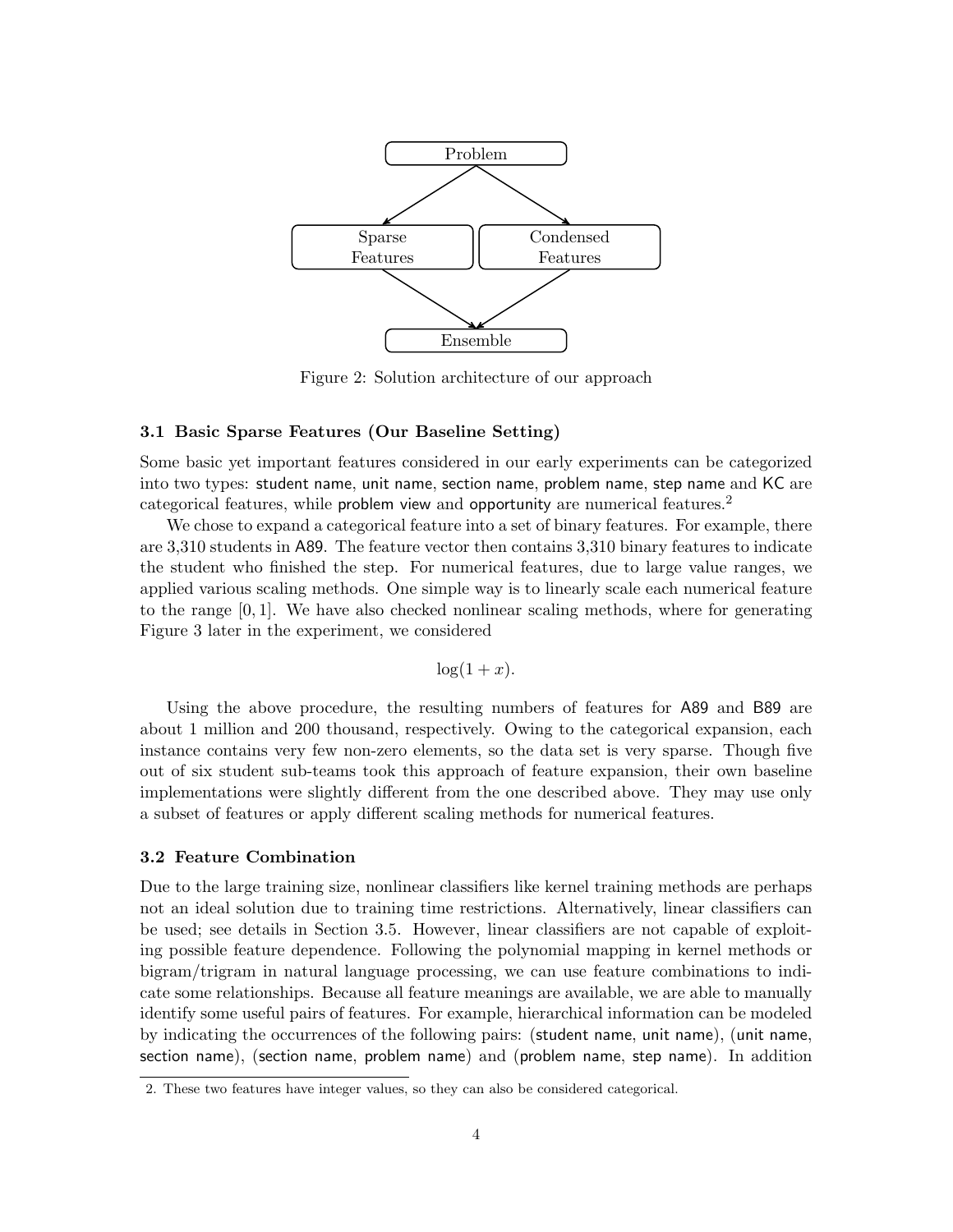Problem

Sparse Features

Condensed Features

Ensemble

Figure 2: Solution architecture of our approach

### 3.1 Basic Sparse Features (Our Baseline Setting)

Some basic yet important features considered in our early experiments can be categorized into two types: student name, unit name, section name, problem name, step name and KC are categorical features, while problem view and opportunity are numerical features.[2]

We chose to expand a categorical feature into a set of binary features. For example, there are 3,310 students in A89. The feature vector then contains 3,310 binary features to indicate the student who finished the step. For numerical features, due to large value ranges, we applied various scaling methods. One simple way is to linearly scale each numerical feature to the range $[0, 1]$. We have also checked nonlinear scaling methods, where for generating Figure 3 later in the experiment, we considered

$$\log(1 + x).$$

Using the above procedure, the resulting numbers of features for A89 and B89 are about 1 million and 200 thousand, respectively. Owing to the categorical expansion, each instance contains very few non-zero elements, so the data set is very sparse. Though five out of six student sub-teams took this approach of feature expansion, their own baseline implementations were slightly different from the one described above. They may use only a subset of features or apply different scaling methods for numerical features.

### 3.2 Feature Combination

Due to the large training size, nonlinear classifiers like kernel training methods are perhaps not an ideal solution due to training time restrictions. Alternatively, linear classifiers can be used; see details in Section 3.5. However, linear classifiers are not capable of exploiting possible feature dependence. Following the polynomial mapping in kernel methods or bigram/trigram in natural language processing, we can use feature combinations to indicate some relationships. Because all feature meanings are available, we are able to manually identify some useful pairs of features. For example, hierarchical information can be modeled by indicating the occurrences of the following pairs: (student name, unit name), (unit name, section name), (section name, problem name) and (problem name, step name). In addition

2. These two features have integer values, so they can also be considered categorical.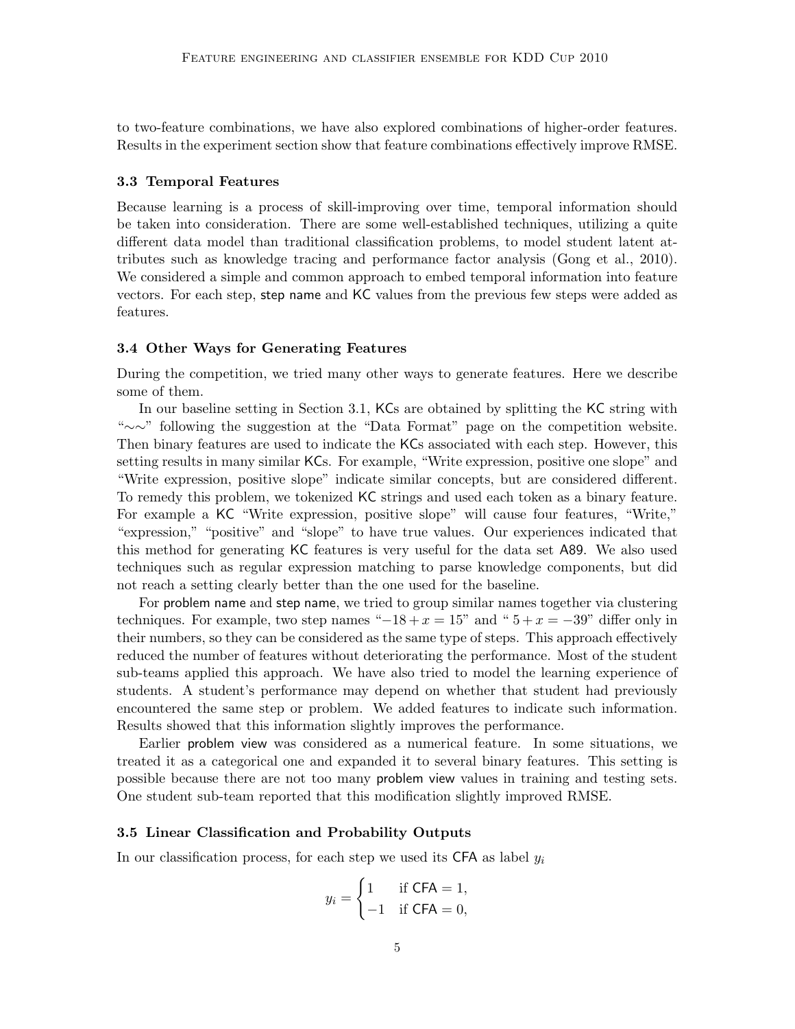to two-feature combinations, we have also explored combinations of higher-order features. Results in the experiment section show that feature combinations effectively improve RMSE.

### 3.3 Temporal Features

Because learning is a process of skill-improving over time, temporal information should be taken into consideration. There are some well-established techniques, utilizing a quite different data model than traditional classification problems, to model student latent attributes such as knowledge tracing and performance factor analysis (Gong et al., 2010). We considered a simple and common approach to embed temporal information into feature vectors. For each step, step name and KC values from the previous few steps were added as features.

### 3.4 Other Ways for Generating Features

During the competition, we tried many other ways to generate features. Here we describe some of them.

In our baseline setting in Section 3.1, KCs are obtained by splitting the KC string with "∼∼" following the suggestion at the "Data Format" page on the competition website. Then binary features are used to indicate the KCs associated with each step. However, this setting results in many similar KCs. For example, "Write expression, positive one slope" and "Write expression, positive slope" indicate similar concepts, but are considered different. To remedy this problem, we tokenized KC strings and used each token as a binary feature. For example a KC "Write expression, positive slope" will cause four features, "Write," "expression," "positive" and "slope" to have true values. Our experiences indicated that this method for generating KC features is very useful for the data set A89. We also used techniques such as regular expression matching to parse knowledge components, but did not reach a setting clearly better than the one used for the baseline.

For problem name and step name, we tried to group similar names together via clustering techniques. For example, two step names "$-18 + x = 15$" and "$5 + x = -39$" differ only in their numbers, so they can be considered as the same type of steps. This approach effectively reduced the number of features without deteriorating the performance. Most of the student sub-teams applied this approach. We have also tried to model the learning experience of students. A student's performance may depend on whether that student had previously encountered the same step or problem. We added features to indicate such information. Results showed that this information slightly improves the performance.

Earlier problem view was considered as a numerical feature. In some situations, we treated it as a categorical one and expanded it to several binary features. This setting is possible because there are not too many problem view values in training and testing sets. One student sub-team reported that this modification slightly improved RMSE.

### 3.5 Linear Classification and Probability Outputs

In our classification process, for each step we used its CFA as label $y_i$

$$y_i = \begin{cases} 1 & \text{if CFA} = 1, \\ -1 & \text{if CFA} = 0, \end{cases}$$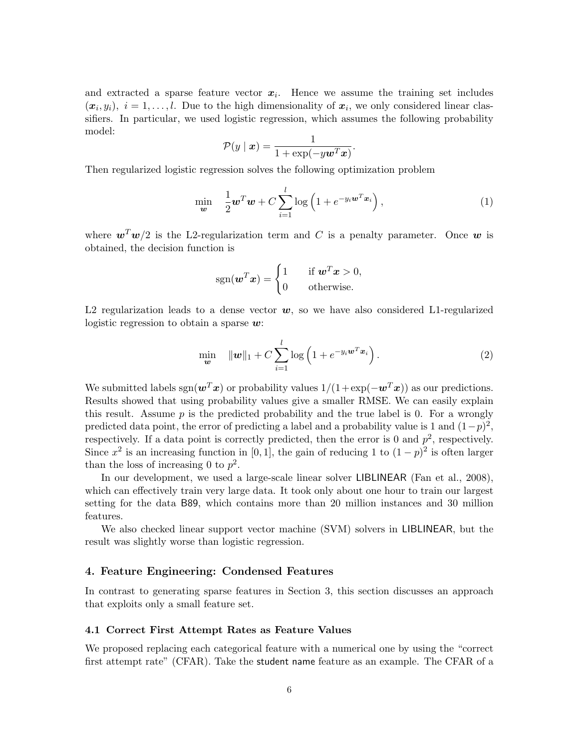and extracted a sparse feature vector $\boldsymbol{x}_i$. Hence we assume the training set includes $(\boldsymbol{x}_i, y_i),\ i = 1, \ldots, l$. Due to the high dimensionality of $\boldsymbol{x}_i$, we only considered linear classifiers. In particular, we used logistic regression, which assumes the following probability model:

$$\mathcal{P}(y \mid \boldsymbol{x}) = \frac{1}{1 + \exp(-y\boldsymbol{w}^T\boldsymbol{x})}.$$

Then regularized logistic regression solves the following optimization problem

$$\min_{\boldsymbol{w}} \quad \frac{1}{2}\boldsymbol{w}^T\boldsymbol{w} + C\sum_{i=1}^{l} \log\left(1 + e^{-y_i\boldsymbol{w}^T\boldsymbol{x}_i}\right), \tag{1}$$

where $\boldsymbol{w}^T\boldsymbol{w}/2$ is the L2-regularization term and $C$ is a penalty parameter. Once $\boldsymbol{w}$ is obtained, the decision function is

$$\text{sgn}(\boldsymbol{w}^T\boldsymbol{x}) = \begin{cases} 1 & \text{if } \boldsymbol{w}^T\boldsymbol{x} > 0, \\ 0 & \text{otherwise.} \end{cases}$$

L2 regularization leads to a dense vector $\boldsymbol{w}$, so we have also considered L1-regularized logistic regression to obtain a sparse $\boldsymbol{w}$:

$$\min_{\boldsymbol{w}} \quad \|\boldsymbol{w}\|_1 + C\sum_{i=1}^{l} \log\left(1 + e^{-y_i\boldsymbol{w}^T\boldsymbol{x}_i}\right). \tag{2}$$

We submitted labels $\text{sgn}(\boldsymbol{w}^T\boldsymbol{x})$ or probability values $1/(1+\exp(-\boldsymbol{w}^T\boldsymbol{x}))$ as our predictions. Results showed that using probability values give a smaller RMSE. We can easily explain this result. Assume $p$ is the predicted probability and the true label is 0. For a wrongly predicted data point, the error of predicting a label and a probability value is 1 and $(1-p)^2$, respectively. If a data point is correctly predicted, then the error is 0 and $p^2$, respectively. Since $x^2$ is an increasing function in $[0, 1]$, the gain of reducing 1 to $(1-p)^2$ is often larger than the loss of increasing 0 to $p^2$.

In our development, we used a large-scale linear solver LIBLINEAR (Fan et al., 2008), which can effectively train very large data. It took only about one hour to train our largest setting for the data B89, which contains more than 20 million instances and 30 million features.

We also checked linear support vector machine (SVM) solvers in LIBLINEAR, but the result was slightly worse than logistic regression.

## 4. Feature Engineering: Condensed Features

In contrast to generating sparse features in Section 3, this section discusses an approach that exploits only a small feature set.

### 4.1 Correct First Attempt Rates as Feature Values

We proposed replacing each categorical feature with a numerical one by using the "correct first attempt rate" (CFAR). Take the student name feature as an example. The CFAR of a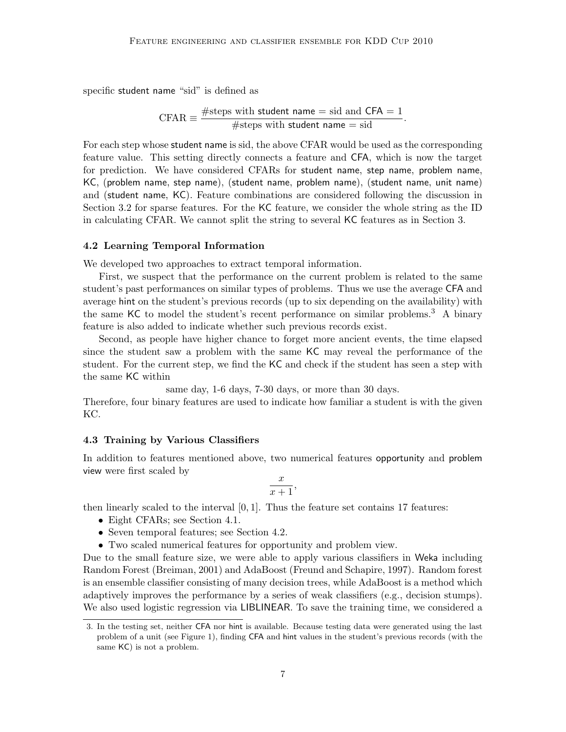specific student name "sid" is defined as

$$\text{CFAR} \equiv \frac{\#\text{steps with student name} = \text{sid and CFA} = 1}{\#\text{steps with student name} = \text{sid}}.$$

For each step whose student name is sid, the above CFAR would be used as the corresponding feature value. This setting directly connects a feature and CFA, which is now the target for prediction. We have considered CFARs for student name, step name, problem name, KC, (problem name, step name), (student name, problem name), (student name, unit name) and (student name, KC). Feature combinations are considered following the discussion in Section 3.2 for sparse features. For the KC feature, we consider the whole string as the ID in calculating CFAR. We cannot split the string to several KC features as in Section 3.

### 4.2 Learning Temporal Information

We developed two approaches to extract temporal information.

First, we suspect that the performance on the current problem is related to the same student's past performances on similar types of problems. Thus we use the average CFA and average hint on the student's previous records (up to six depending on the availability) with the same KC to model the student's recent performance on similar problems.[3] A binary feature is also added to indicate whether such previous records exist.

Second, as people have higher chance to forget more ancient events, the time elapsed since the student saw a problem with the same KC may reveal the performance of the student. For the current step, we find the KC and check if the student has seen a step with the same KC within

same day, 1-6 days, 7-30 days, or more than 30 days.

Therefore, four binary features are used to indicate how familiar a student is with the given KC.

### 4.3 Training by Various Classifiers

In addition to features mentioned above, two numerical features opportunity and problem view were first scaled by

$$\frac{x}{x+1},$$

then linearly scaled to the interval $[0, 1]$. Thus the feature set contains 17 features:

- Eight CFARs; see Section 4.1.
- Seven temporal features; see Section 4.2.
- Two scaled numerical features for opportunity and problem view.

Due to the small feature size, we were able to apply various classifiers in Weka including Random Forest (Breiman, 2001) and AdaBoost (Freund and Schapire, 1997). Random forest is an ensemble classifier consisting of many decision trees, while AdaBoost is a method which adaptively improves the performance by a series of weak classifiers (e.g., decision stumps). We also used logistic regression via LIBLINEAR. To save the training time, we considered a

3. In the testing set, neither CFA nor hint is available. Because testing data were generated using the last problem of a unit (see Figure 1), finding CFA and hint values in the student's previous records (with the same KC) is not a problem.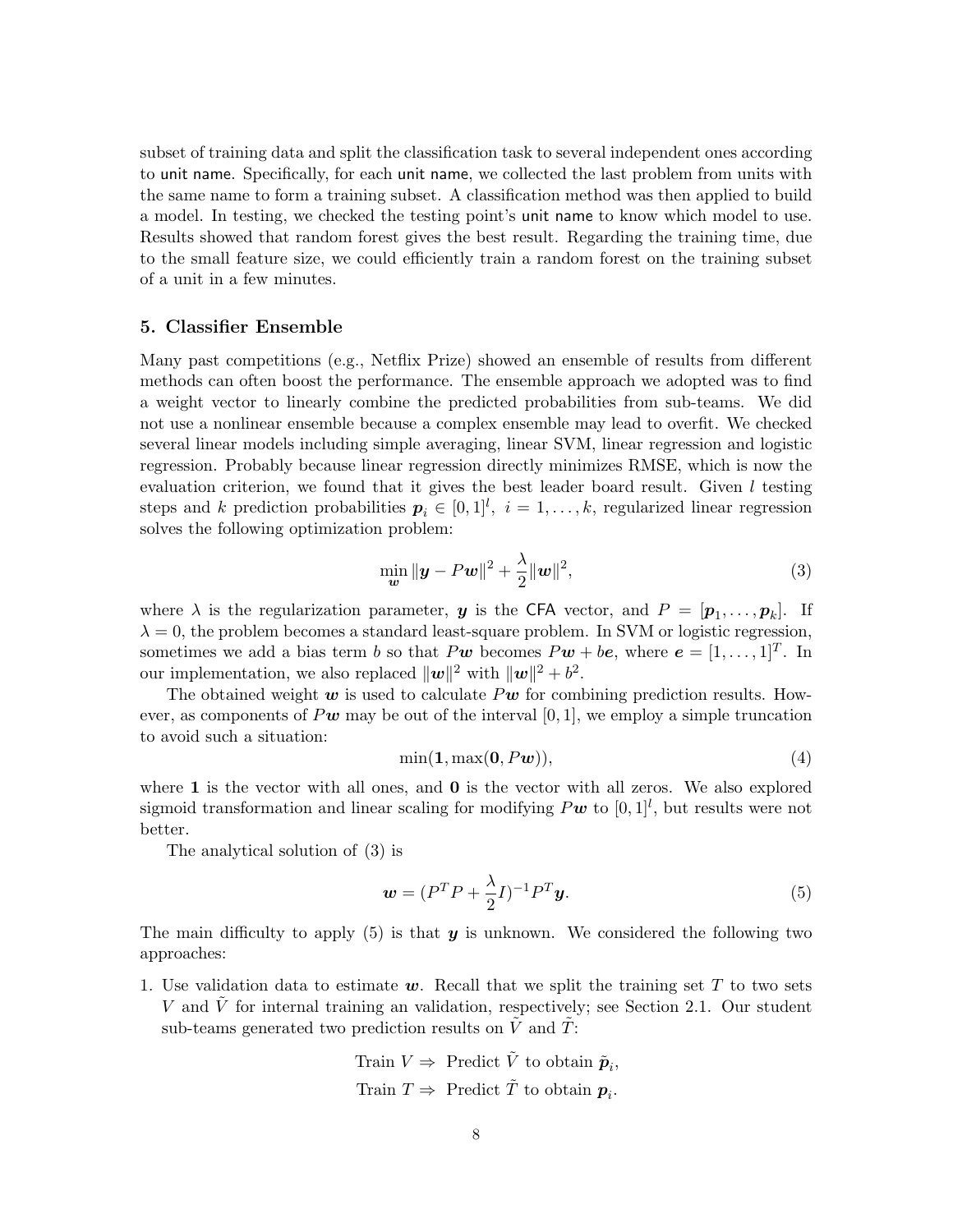subset of training data and split the classification task to several independent ones according to unit name. Specifically, for each unit name, we collected the last problem from units with the same name to form a training subset. A classification method was then applied to build a model. In testing, we checked the testing point's unit name to know which model to use. Results showed that random forest gives the best result. Regarding the training time, due to the small feature size, we could efficiently train a random forest on the training subset of a unit in a few minutes.

## 5. Classifier Ensemble

Many past competitions (e.g., Netflix Prize) showed an ensemble of results from different methods can often boost the performance. The ensemble approach we adopted was to find a weight vector to linearly combine the predicted probabilities from sub-teams. We did not use a nonlinear ensemble because a complex ensemble may lead to overfit. We checked several linear models including simple averaging, linear SVM, linear regression and logistic regression. Probably because linear regression directly minimizes RMSE, which is now the evaluation criterion, we found that it gives the best leader board result. Given $l$ testing steps and $k$ prediction probabilities $\boldsymbol{p}_i \in [0,1]^l,\ i = 1, \ldots, k$, regularized linear regression solves the following optimization problem:

$$\min_{\boldsymbol{w}} \|\boldsymbol{y} - P\boldsymbol{w}\|^2 + \frac{\lambda}{2}\|\boldsymbol{w}\|^2, \tag{3}$$

where $\lambda$ is the regularization parameter, $\boldsymbol{y}$ is the CFA vector, and $P = [\boldsymbol{p}_1, \ldots, \boldsymbol{p}_k]$. If $\lambda = 0$, the problem becomes a standard least-square problem. In SVM or logistic regression, sometimes we add a bias term $b$ so that $P\boldsymbol{w}$ becomes $P\boldsymbol{w} + b\boldsymbol{e}$, where $\boldsymbol{e} = [1, \ldots, 1]^T$. In our implementation, we also replaced $\|\boldsymbol{w}\|^2$ with $\|\boldsymbol{w}\|^2 + b^2$.

The obtained weight $\boldsymbol{w}$ is used to calculate $P\boldsymbol{w}$ for combining prediction results. However, as components of $P\boldsymbol{w}$ may be out of the interval $[0,1]$, we employ a simple truncation to avoid such a situation:

$$\min(\mathbf{1}, \max(\mathbf{0}, P\boldsymbol{w})), \tag{4}$$

where $\mathbf{1}$ is the vector with all ones, and $\mathbf{0}$ is the vector with all zeros. We also explored sigmoid transformation and linear scaling for modifying $P\boldsymbol{w}$ to $[0,1]^l$, but results were not better.

The analytical solution of (3) is

$$\boldsymbol{w} = (P^T P + \frac{\lambda}{2} I)^{-1} P^T \boldsymbol{y}. \tag{5}$$

The main difficulty to apply (5) is that $\boldsymbol{y}$ is unknown. We considered the following two approaches:

1. Use validation data to estimate $\boldsymbol{w}$. Recall that we split the training set $T$ to two sets $V$ and $\tilde{V}$ for internal training an validation, respectively; see Section 2.1. Our student sub-teams generated two prediction results on $\tilde{V}$ and $\tilde{T}$:

$$\text{Train } V \Rightarrow \text{ Predict } \tilde{V} \text{ to obtain } \tilde{\boldsymbol{p}}_i,$$
$$\text{Train } T \Rightarrow \text{ Predict } \tilde{T} \text{ to obtain } \boldsymbol{p}_i.$$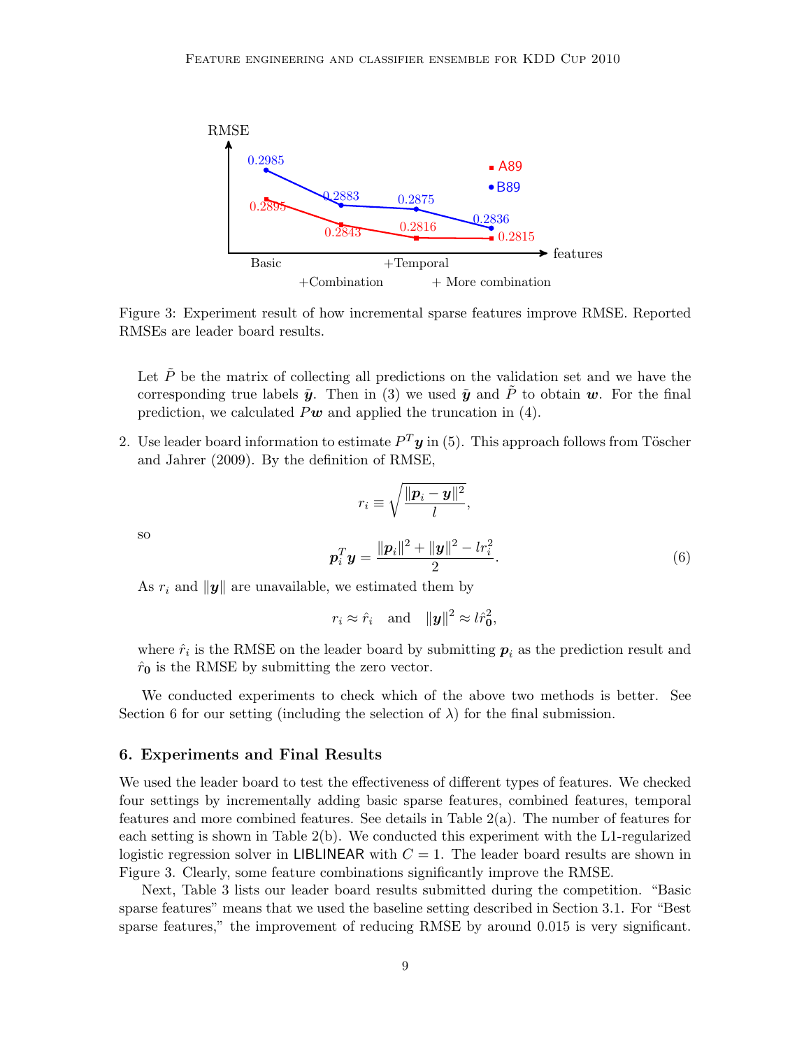Figure 3: Experiment result of how incremental sparse features improve RMSE. Reported RMSEs are leader board results.

Let $\tilde{P}$ be the matrix of collecting all predictions on the validation set and we have the corresponding true labels $\tilde{\boldsymbol{y}}$. Then in (3) we used $\tilde{\boldsymbol{y}}$ and $\tilde{P}$ to obtain $\boldsymbol{w}$. For the final prediction, we calculated $P\boldsymbol{w}$ and applied the truncation in (4).

2. Use leader board information to estimate $P^T\boldsymbol{y}$ in (5). This approach follows from Töscher and Jahrer (2009). By the definition of RMSE,

$$r_i \equiv \sqrt{\frac{\|\boldsymbol{p}_i - \boldsymbol{y}\|^2}{l}},$$

so

$$\boldsymbol{p}_i^T\boldsymbol{y} = \frac{\|\boldsymbol{p}_i\|^2 + \|\boldsymbol{y}\|^2 - lr_i^2}{2}. \tag{6}$$

As $r_i$ and $\|\boldsymbol{y}\|$ are unavailable, we estimated them by

$$r_i \approx \hat{r}_i \quad \text{and} \quad \|\boldsymbol{y}\|^2 \approx l\hat{r}_{\boldsymbol{0}}^2,$$

where $\hat{r}_i$ is the RMSE on the leader board by submitting $\boldsymbol{p}_i$ as the prediction result and $\hat{r}_{\boldsymbol{0}}$ is the RMSE by submitting the zero vector.

We conducted experiments to check which of the above two methods is better. See Section 6 for our setting (including the selection of $\lambda$) for the final submission.

## 6. Experiments and Final Results

We used the leader board to test the effectiveness of different types of features. We checked four settings by incrementally adding basic sparse features, combined features, temporal features and more combined features. See details in Table 2(a). The number of features for each setting is shown in Table 2(b). We conducted this experiment with the L1-regularized logistic regression solver in LIBLINEAR with $C = 1$. The leader board results are shown in Figure 3. Clearly, some feature combinations significantly improve the RMSE.

Next, Table 3 lists our leader board results submitted during the competition. "Basic sparse features" means that we used the baseline setting described in Section 3.1. For "Best sparse features," the improvement of reducing RMSE by around 0.015 is very significant.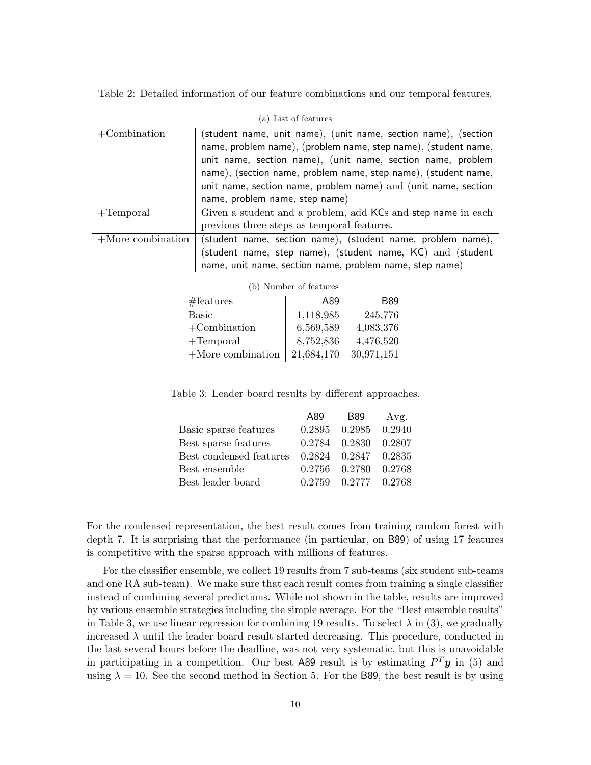Table 2: Detailed information of our feature combinations and our temporal features.

(a) List of features

| | |
|---|---|
| +Combination | (student name, unit name), (unit name, section name), (section name, problem name), (problem name, step name), (student name, unit name, section name), (unit name, section name, problem name), (section name, problem name, step name), (student name, unit name, section name, problem name) and (unit name, section name, problem name, step name) |
| +Temporal | Given a student and a problem, add KCs and step name in each previous three steps as temporal features. |
| +More combination | (student name, section name), (student name, problem name), (student name, step name), (student name, KC) and (student name, unit name, section name, problem name, step name) |

(b) Number of features

| #features | A89 | B89 |
|---|---|---|
| Basic | 1,118,985 | 245,776 |
| +Combination | 6,569,589 | 4,083,376 |
| +Temporal | 8,752,836 | 4,476,520 |
| +More combination | 21,684,170 | 30,971,151 |

Table 3: Leader board results by different approaches.

| | A89 | B89 | Avg. |
|---|---|---|---|
| Basic sparse features | 0.2895 | 0.2985 | 0.2940 |
| Best sparse features | 0.2784 | 0.2830 | 0.2807 |
| Best condensed features | 0.2824 | 0.2847 | 0.2835 |
| Best ensemble | 0.2756 | 0.2780 | 0.2768 |
| Best leader board | 0.2759 | 0.2777 | 0.2768 |

For the condensed representation, the best result comes from training random forest with depth 7. It is surprising that the performance (in particular, on B89) of using 17 features is competitive with the sparse approach with millions of features.

For the classifier ensemble, we collect 19 results from 7 sub-teams (six student sub-teams and one RA sub-team). We make sure that each result comes from training a single classifier instead of combining several predictions. While not shown in the table, results are improved by various ensemble strategies including the simple average. For the "Best ensemble results" in Table 3, we use linear regression for combining 19 results. To select $\lambda$ in (3), we gradually increased $\lambda$ until the leader board result started decreasing. This procedure, conducted in the last several hours before the deadline, was not very systematic, but this is unavoidable in participating in a competition. Our best A89 result is by estimating $P^T\boldsymbol{y}$ in (5) and using $\lambda = 10$. See the second method in Section 5. For the B89, the best result is by using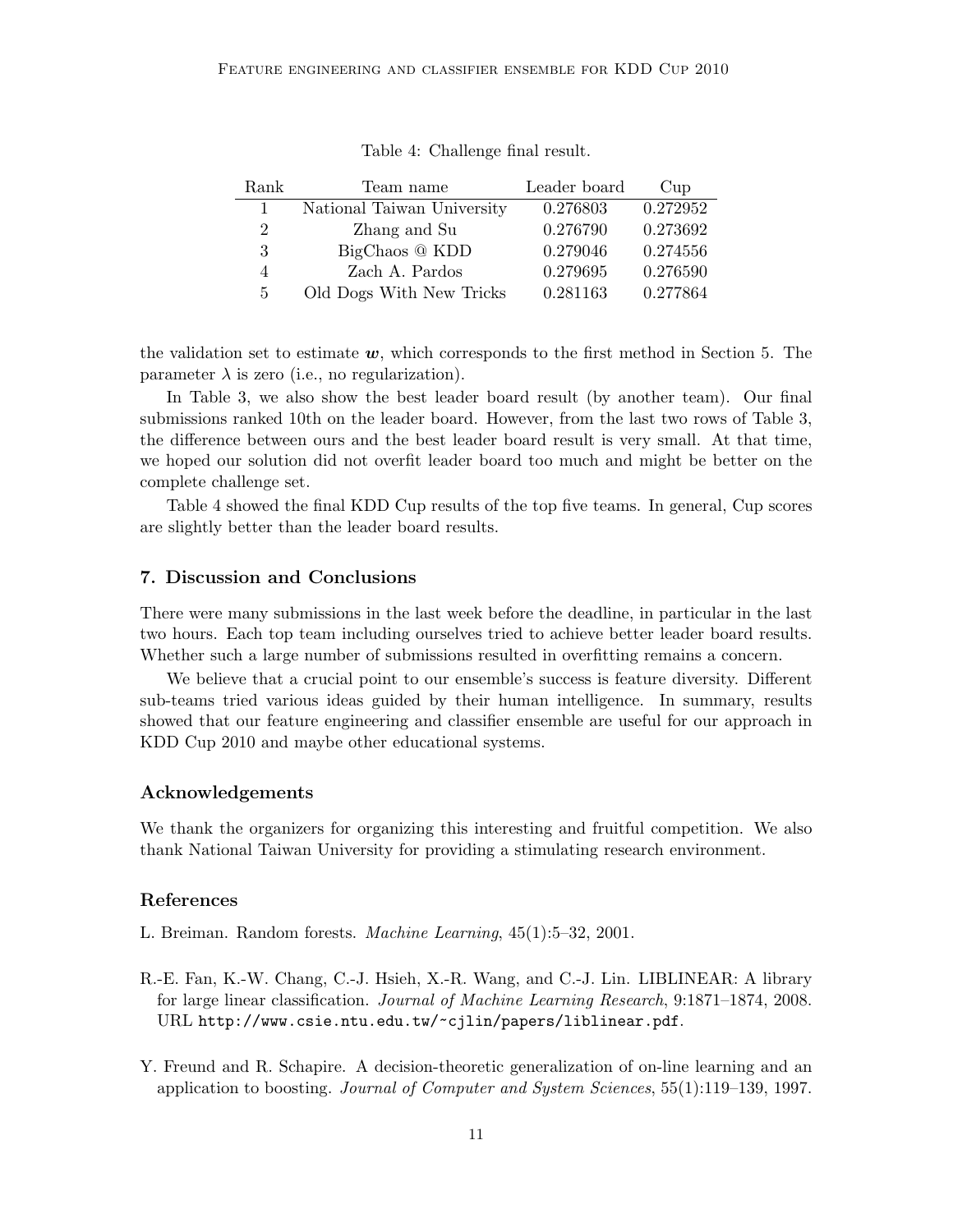Table 4: Challenge final result.

| Rank | Team name | Leader board | Cup |
|---|---|---|---|
| 1 | National Taiwan University | 0.276803 | 0.272952 |
| 2 | Zhang and Su | 0.276790 | 0.273692 |
| 3 | BigChaos @ KDD | 0.279046 | 0.274556 |
| 4 | Zach A. Pardos | 0.279695 | 0.276590 |
| 5 | Old Dogs With New Tricks | 0.281163 | 0.277864 |

the validation set to estimate $\boldsymbol{w}$, which corresponds to the first method in Section 5. The parameter $\lambda$ is zero (i.e., no regularization).

In Table 3, we also show the best leader board result (by another team). Our final submissions ranked 10th on the leader board. However, from the last two rows of Table 3, the difference between ours and the best leader board result is very small. At that time, we hoped our solution did not overfit leader board too much and might be better on the complete challenge set.

Table 4 showed the final KDD Cup results of the top five teams. In general, Cup scores are slightly better than the leader board results.

## 7. Discussion and Conclusions

There were many submissions in the last week before the deadline, in particular in the last two hours. Each top team including ourselves tried to achieve better leader board results. Whether such a large number of submissions resulted in overfitting remains a concern.

We believe that a crucial point to our ensemble's success is feature diversity. Different sub-teams tried various ideas guided by their human intelligence. In summary, results showed that our feature engineering and classifier ensemble are useful for our approach in KDD Cup 2010 and maybe other educational systems.

### Acknowledgements

We thank the organizers for organizing this interesting and fruitful competition. We also thank National Taiwan University for providing a stimulating research environment.

### References

L. Breiman. Random forests. *Machine Learning*, 45(1):5–32, 2001.

R.-E. Fan, K.-W. Chang, C.-J. Hsieh, X.-R. Wang, and C.-J. Lin. LIBLINEAR: A library for large linear classification. *Journal of Machine Learning Research*, 9:1871–1874, 2008. URL `http://www.csie.ntu.edu.tw/~cjlin/papers/liblinear.pdf`.

Y. Freund and R. Schapire. A decision-theoretic generalization of on-line learning and an application to boosting. *Journal of Computer and System Sciences*, 55(1):119–139, 1997.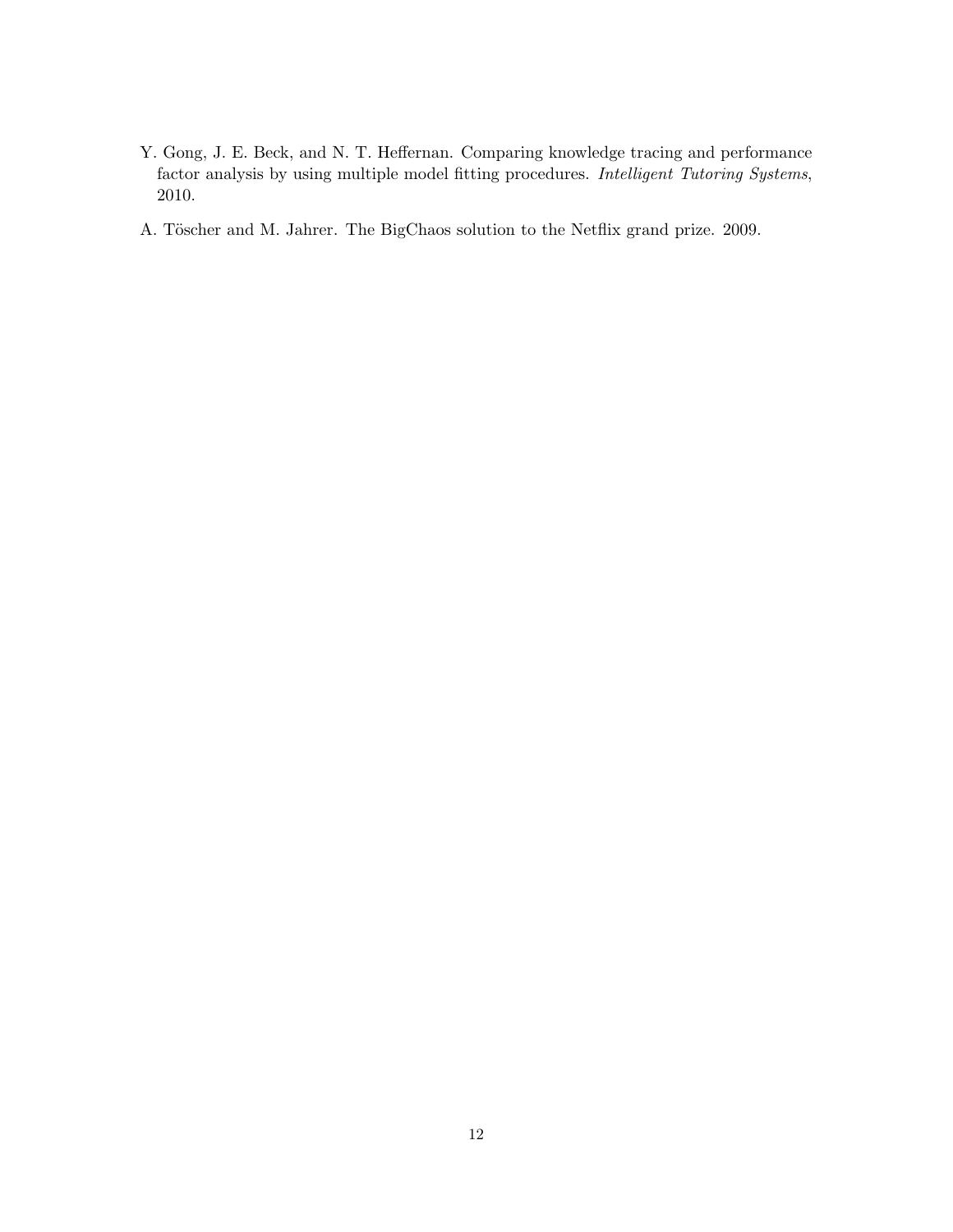Y. Gong, J. E. Beck, and N. T. Heffernan. Comparing knowledge tracing and performance factor analysis by using multiple model fitting procedures. *Intelligent Tutoring Systems*, 2010.

A. Töscher and M. Jahrer. The BigChaos solution to the Netflix grand prize. 2009.